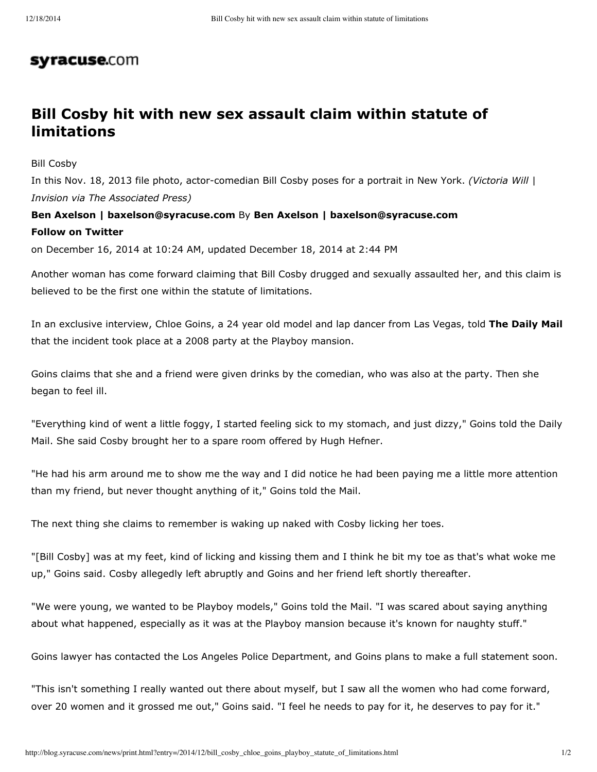**syracuse.com**

# Bill Cosby hit with new sex assault claim within statute of limitations

Bill Cosby

In this Nov. 18, 2013 file photo, actor-comedian Bill Cosby poses for a portrait in New York. *(Victoria Will | Invision via The Associated Press)*

**Ben Axelson | baxelson@syracuse.com** By **Ben Axelson | baxelson@syracuse.com**

**Follow on Twitter**

on December 16, 2014 at 10:24 AM, updated December 18, 2014 at 2:44 PM

Another woman has come forward claiming that Bill Cosby drugged and sexually assaulted her, and this claim is believed to be the first one within the statute of limitations.

In an exclusive interview, Chloe Goins, a 24 year old model and lap dancer from Las Vegas, told **The Daily Mail** that the incident took place at a 2008 party at the Playboy mansion.

Goins claims that she and a friend were given drinks by the comedian, who was also at the party. Then she began to feel ill.

"Everything kind of went a little foggy, I started feeling sick to my stomach, and just dizzy," Goins told the Daily Mail. She said Cosby brought her to a spare room offered by Hugh Hefner.

"He had his arm around me to show me the way and I did notice he had been paying me a little more attention than my friend, but never thought anything of it," Goins told the Mail.

The next thing she claims to remember is waking up naked with Cosby licking her toes.

"[Bill Cosby] was at my feet, kind of licking and kissing them and I think he bit my toe as that's what woke me up," Goins said. Cosby allegedly left abruptly and Goins and her friend left shortly thereafter.

"We were young, we wanted to be Playboy models," Goins told the Mail. "I was scared about saying anything about what happened, especially as it was at the Playboy mansion because it's known for naughty stuff."

Goins lawyer has contacted the Los Angeles Police Department, and Goins plans to make a full statement soon.

"This isn't something I really wanted out there about myself, but I saw all the women who had come forward, over 20 women and it grossed me out," Goins said. "I feel he needs to pay for it, he deserves to pay for it."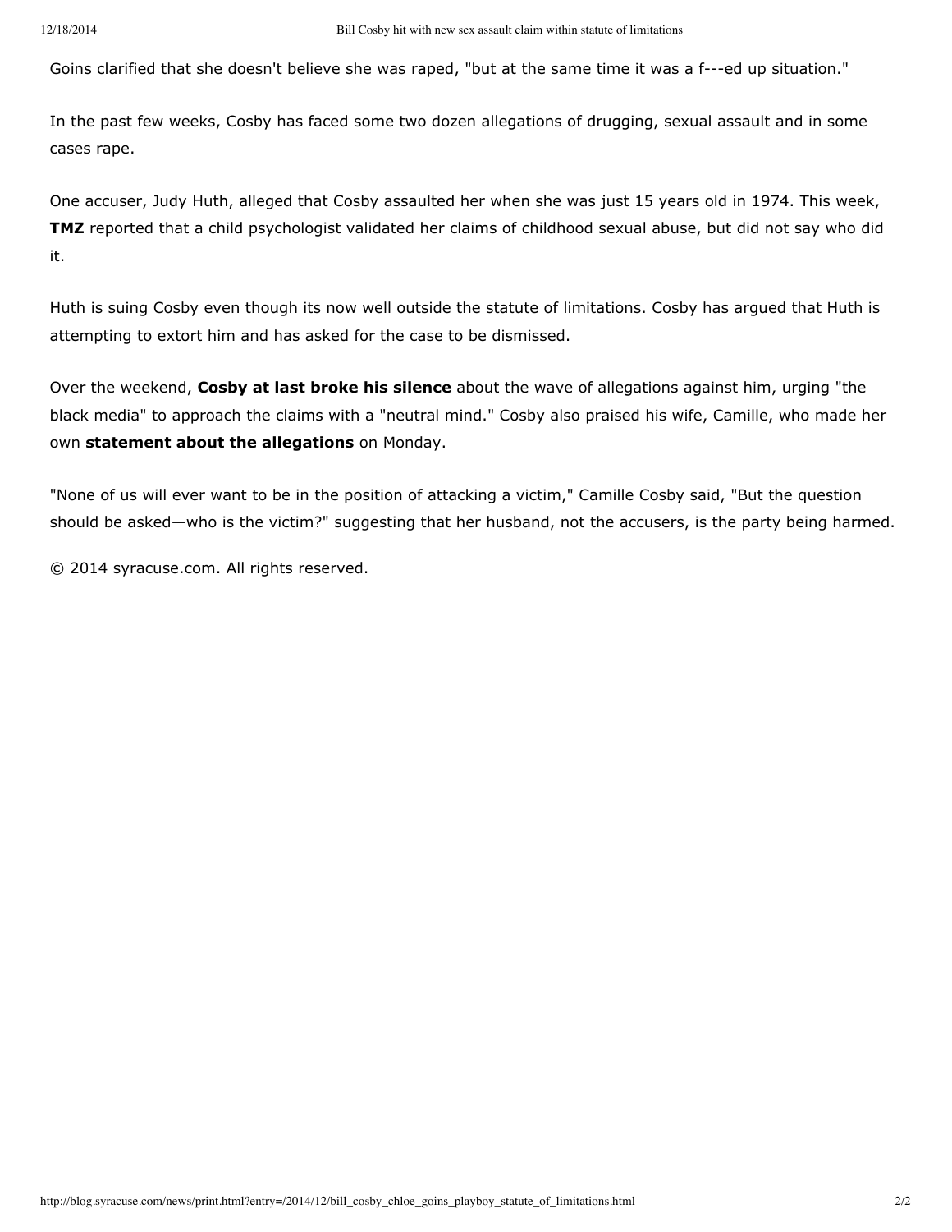Goins clarified that she doesn't believe she was raped, "but at the same time it was a f---ed up situation."

In the past few weeks, Cosby has faced some two dozen allegations of drugging, sexual assault and in some cases rape.

One accuser, Judy Huth, alleged that Cosby assaulted her when she was just 15 years old in 1974. This week, **TMZ** reported that a child psychologist validated her claims of childhood sexual abuse, but did not say who did it.

Huth is suing Cosby even though its now well outside the statute of limitations. Cosby has argued that Huth is attempting to extort him and has asked for the case to be dismissed.

Over the weekend, **Cosby at last broke his silence** about the wave of allegations against him, urging "the black media" to approach the claims with a "neutral mind." Cosby also praised his wife, Camille, who made her own **statement about the allegations** on Monday.

"None of us will ever want to be in the position of attacking a victim," Camille Cosby said, "But the question should be asked—who is the victim?" suggesting that her husband, not the accusers, is the party being harmed.

© 2014 syracuse.com. All rights reserved.